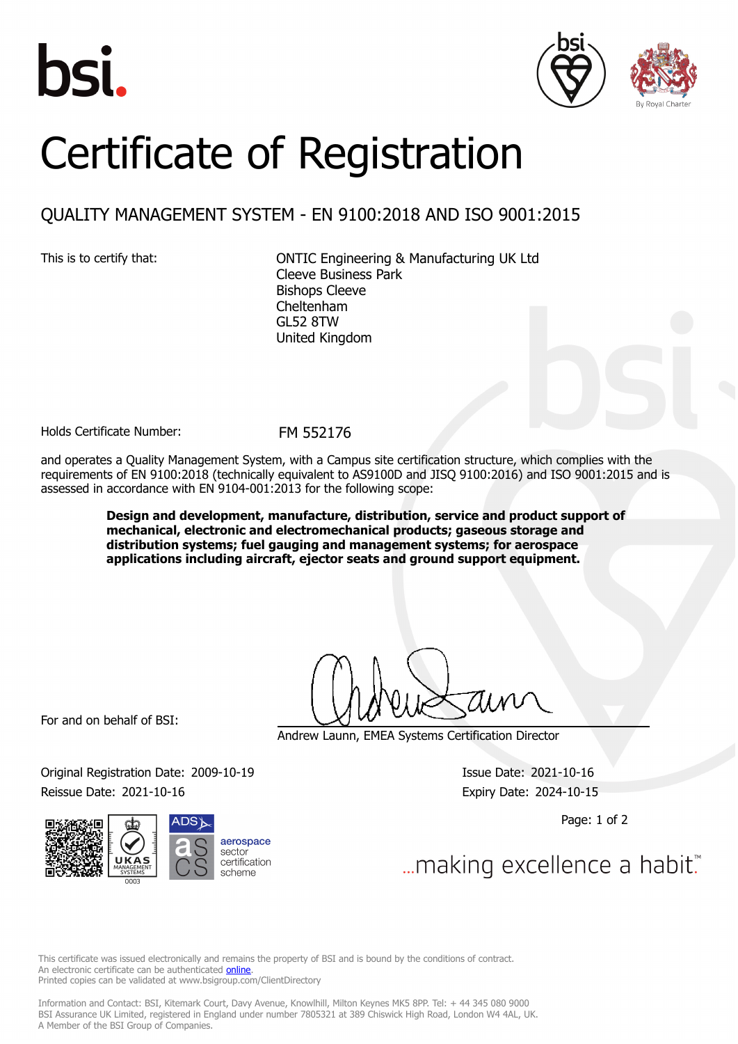# Certificate of Registration

## QUALITY MANAGEMENT SYSTEM - EN 9100:2018 AND ISO 9001:2015

This is to certify that:

ONTIC Engineering & Manufacturing UK Ltd
Cleeve Business Park
Bishops Cleeve
Cheltenham
GL52 8TW
United Kingdom

Holds Certificate Number: FM 552176

and operates a Quality Management System, with a Campus site certification structure, which complies with the requirements of EN 9100:2018 (technically equivalent to AS9100D and JISQ 9100:2016) and ISO 9001:2015 and is assessed in accordance with EN 9104-001:2013 for the following scope:

**Design and development, manufacture, distribution, service and product support of mechanical, electronic and electromechanical products; gaseous storage and distribution systems; fuel gauging and management systems; for aerospace applications including aircraft, ejector seats and ground support equipment.**

For and on behalf of BSI:

Andrew Launn, EMEA Systems Certification Director

Original Registration Date: 2009-10-19
Reissue Date: 2021-10-16

Issue Date: 2021-10-16
Expiry Date: 2024-10-15

...making excellence a habit.™

This certificate was issued electronically and remains the property of BSI and is bound by the conditions of contract.
An electronic certificate can be authenticated online.
Printed copies can be validated at www.bsigroup.com/ClientDirectory

Information and Contact: BSI, Kitemark Court, Davy Avenue, Knowlhill, Milton Keynes MK5 8PP. Tel: + 44 345 080 9000
BSI Assurance UK Limited, registered in England under number 7805321 at 389 Chiswick High Road, London W4 4AL, UK.
A Member of the BSI Group of Companies.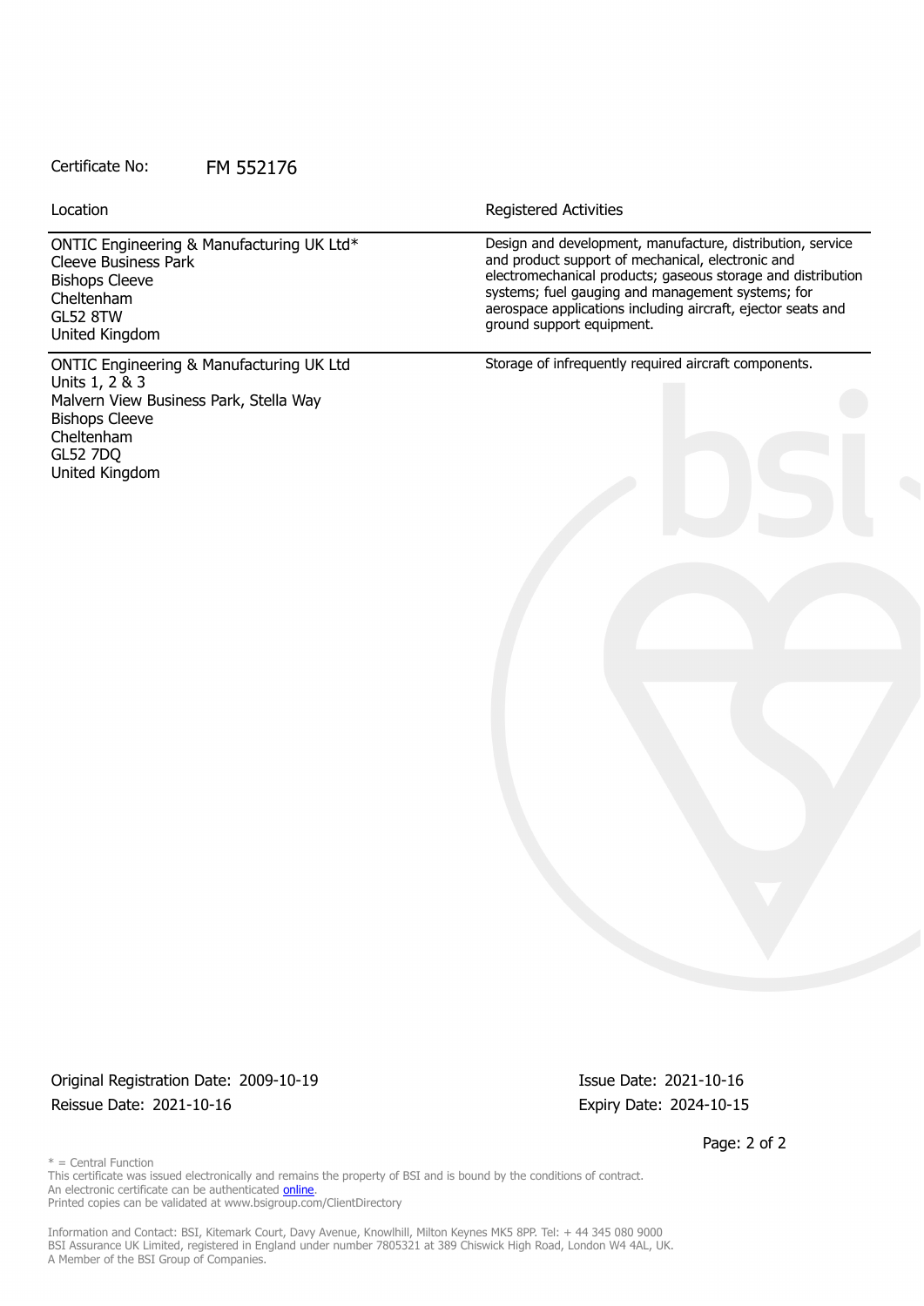Certificate No: FM 552176

| Location | Registered Activities |
| --- | --- |
| ONTIC Engineering & Manufacturing UK Ltd*<br>Cleeve Business Park<br>Bishops Cleeve<br>Cheltenham<br>GL52 8TW<br>United Kingdom | Design and development, manufacture, distribution, service and product support of mechanical, electronic and electromechanical products; gaseous storage and distribution systems; fuel gauging and management systems; for aerospace applications including aircraft, ejector seats and ground support equipment. |
| ONTIC Engineering & Manufacturing UK Ltd<br>Units 1, 2 & 3<br>Malvern View Business Park, Stella Way<br>Bishops Cleeve<br>Cheltenham<br>GL52 7DQ<br>United Kingdom | Storage of infrequently required aircraft components. |

Original Registration Date: 2009-10-19

Reissue Date: 2021-10-16

Issue Date: 2021-10-16

Expiry Date: 2024-10-15

* = Central Function

This certificate was issued electronically and remains the property of BSI and is bound by the conditions of contract.
An electronic certificate can be authenticated online.
Printed copies can be validated at www.bsigroup.com/ClientDirectory

Information and Contact: BSI, Kitemark Court, Davy Avenue, Knowlhill, Milton Keynes MK5 8PP. Tel: + 44 345 080 9000
BSI Assurance UK Limited, registered in England under number 7805321 at 389 Chiswick High Road, London W4 4AL, UK.
A Member of the BSI Group of Companies.